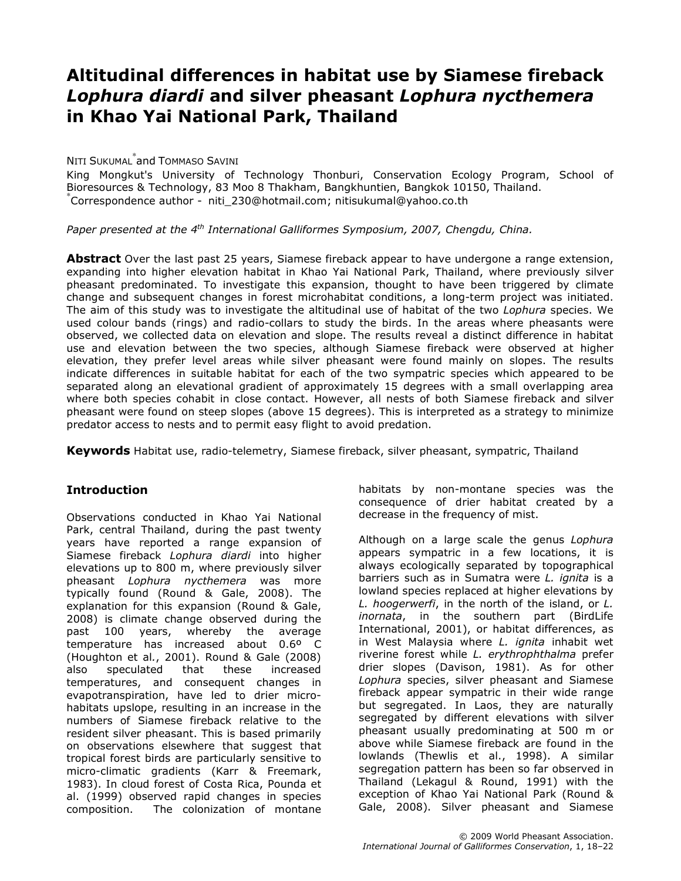# Altitudinal differences in habitat use by Siamese fireback *Lophura diardi* and silver pheasant *Lophura nycthemera* in Khao Yai National Park, Thailand

NITI SUKUMAL[*] and TOMMASO SAVINI

King Mongkut's University of Technology Thonburi, Conservation Ecology Program, School of Bioresources & Technology, 83 Moo 8 Thakham, Bangkhuntien, Bangkok 10150, Thailand.
[*]Correspondence author - niti_230@hotmail.com; nitisukumal@yahoo.co.th

*Paper presented at the 4th International Galliformes Symposium, 2007, Chengdu, China.*

**Abstract** Over the last past 25 years, Siamese fireback appear to have undergone a range extension, expanding into higher elevation habitat in Khao Yai National Park, Thailand, where previously silver pheasant predominated. To investigate this expansion, thought to have been triggered by climate change and subsequent changes in forest microhabitat conditions, a long-term project was initiated. The aim of this study was to investigate the altitudinal use of habitat of the two *Lophura* species. We used colour bands (rings) and radio-collars to study the birds. In the areas where pheasants were observed, we collected data on elevation and slope. The results reveal a distinct difference in habitat use and elevation between the two species, although Siamese fireback were observed at higher elevation, they prefer level areas while silver pheasant were found mainly on slopes. The results indicate differences in suitable habitat for each of the two sympatric species which appeared to be separated along an elevational gradient of approximately 15 degrees with a small overlapping area where both species cohabit in close contact. However, all nests of both Siamese fireback and silver pheasant were found on steep slopes (above 15 degrees). This is interpreted as a strategy to minimize predator access to nests and to permit easy flight to avoid predation.

**Keywords** Habitat use, radio-telemetry, Siamese fireback, silver pheasant, sympatric, Thailand

## Introduction

Observations conducted in Khao Yai National Park, central Thailand, during the past twenty years have reported a range expansion of Siamese fireback *Lophura diardi* into higher elevations up to 800 m, where previously silver pheasant *Lophura nycthemera* was more typically found (Round & Gale, 2008). The explanation for this expansion (Round & Gale, 2008) is climate change observed during the past 100 years, whereby the average temperature has increased about 0.6º C (Houghton et al., 2001). Round & Gale (2008) also speculated that these increased temperatures, and consequent changes in evapotranspiration, have led to drier micro-habitats upslope, resulting in an increase in the numbers of Siamese fireback relative to the resident silver pheasant. This is based primarily on observations elsewhere that suggest that tropical forest birds are particularly sensitive to micro-climatic gradients (Karr & Freemark, 1983). In cloud forest of Costa Rica, Pounda et al. (1999) observed rapid changes in species composition. The colonization of montane habitats by non-montane species was the consequence of drier habitat created by a decrease in the frequency of mist.

Although on a large scale the genus *Lophura* appears sympatric in a few locations, it is always ecologically separated by topographical barriers such as in Sumatra were *L. ignita* is a lowland species replaced at higher elevations by *L. hoogerwerfi*, in the north of the island, or *L. inornata*, in the southern part (BirdLife International, 2001), or habitat differences, as in West Malaysia where *L. ignita* inhabit wet riverine forest while *L. erythrophthalma* prefer drier slopes (Davison, 1981). As for other *Lophura* species, silver pheasant and Siamese fireback appear sympatric in their wide range but segregated. In Laos, they are naturally segregated by different elevations with silver pheasant usually predominating at 500 m or above while Siamese fireback are found in the lowlands (Thewlis et al., 1998). A similar segregation pattern has been so far observed in Thailand (Lekagul & Round, 1991) with the exception of Khao Yai National Park (Round & Gale, 2008). Silver pheasant and Siamese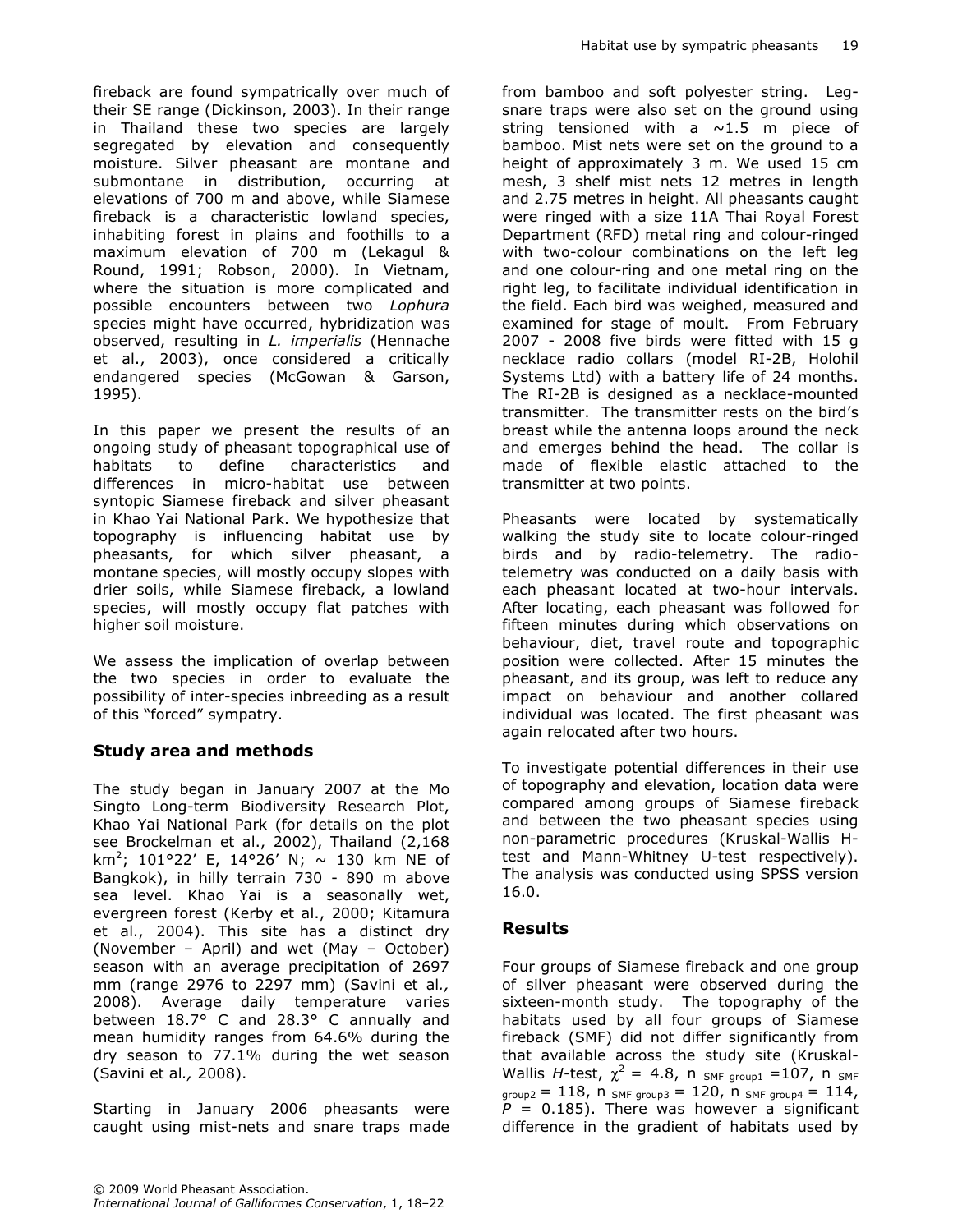fireback are found sympatrically over much of their SE range (Dickinson, 2003). In their range in Thailand these two species are largely segregated by elevation and consequently moisture. Silver pheasant are montane and submontane in distribution, occurring at elevations of 700 m and above, while Siamese fireback is a characteristic lowland species, inhabiting forest in plains and foothills to a maximum elevation of 700 m (Lekagul & Round, 1991; Robson, 2000). In Vietnam, where the situation is more complicated and possible encounters between two *Lophura* species might have occurred, hybridization was observed, resulting in *L. imperialis* (Hennache et al., 2003), once considered a critically endangered species (McGowan & Garson, 1995).

In this paper we present the results of an ongoing study of pheasant topographical use of habitats to define characteristics and differences in micro-habitat use between syntopic Siamese fireback and silver pheasant in Khao Yai National Park. We hypothesize that topography is influencing habitat use by pheasants, for which silver pheasant, a montane species, will mostly occupy slopes with drier soils, while Siamese fireback, a lowland species, will mostly occupy flat patches with higher soil moisture.

We assess the implication of overlap between the two species in order to evaluate the possibility of inter-species inbreeding as a result of this "forced" sympatry.

## Study area and methods

The study began in January 2007 at the Mo Singto Long-term Biodiversity Research Plot, Khao Yai National Park (for details on the plot see Brockelman et al., 2002), Thailand (2,168 km$^2$; 101°22' E, 14°26' N; ~ 130 km NE of Bangkok), in hilly terrain 730 - 890 m above sea level. Khao Yai is a seasonally wet, evergreen forest (Kerby et al., 2000; Kitamura et al., 2004). This site has a distinct dry (November – April) and wet (May – October) season with an average precipitation of 2697 mm (range 2976 to 2297 mm) (Savini et al*.,* 2008). Average daily temperature varies between 18.7° C and 28.3° C annually and mean humidity ranges from 64.6% during the dry season to 77.1% during the wet season (Savini et al*.,* 2008).

Starting in January 2006 pheasants were caught using mist-nets and snare traps made from bamboo and soft polyester string. Leg-snare traps were also set on the ground using string tensioned with a ~1.5 m piece of bamboo. Mist nets were set on the ground to a height of approximately 3 m. We used 15 cm mesh, 3 shelf mist nets 12 metres in length and 2.75 metres in height. All pheasants caught were ringed with a size 11A Thai Royal Forest Department (RFD) metal ring and colour-ringed with two-colour combinations on the left leg and one colour-ring and one metal ring on the right leg, to facilitate individual identification in the field. Each bird was weighed, measured and examined for stage of moult. From February 2007 - 2008 five birds were fitted with 15 g necklace radio collars (model RI-2B, Holohil Systems Ltd) with a battery life of 24 months. The RI-2B is designed as a necklace-mounted transmitter. The transmitter rests on the bird's breast while the antenna loops around the neck and emerges behind the head. The collar is made of flexible elastic attached to the transmitter at two points.

Pheasants were located by systematically walking the study site to locate colour-ringed birds and by radio-telemetry. The radio-telemetry was conducted on a daily basis with each pheasant located at two-hour intervals. After locating, each pheasant was followed for fifteen minutes during which observations on behaviour, diet, travel route and topographic position were collected. After 15 minutes the pheasant, and its group, was left to reduce any impact on behaviour and another collared individual was located. The first pheasant was again relocated after two hours.

To investigate potential differences in their use of topography and elevation, location data were compared among groups of Siamese fireback and between the two pheasant species using non-parametric procedures (Kruskal-Wallis H-test and Mann-Whitney U-test respectively). The analysis was conducted using SPSS version 16.0.

## Results

Four groups of Siamese fireback and one group of silver pheasant were observed during the sixteen-month study. The topography of the habitats used by all four groups of Siamese fireback (SMF) did not differ significantly from that available across the study site (Kruskal-Wallis *H*-test, $\chi^2$ = 4.8, $n_{\text{SMF group1}}$ = 107, $n_{\text{SMF group2}}$ = 118, $n_{\text{SMF group3}}$ = 120, $n_{\text{SMF group4}}$ = 114, $P$ = 0.185). There was however a significant difference in the gradient of habitats used by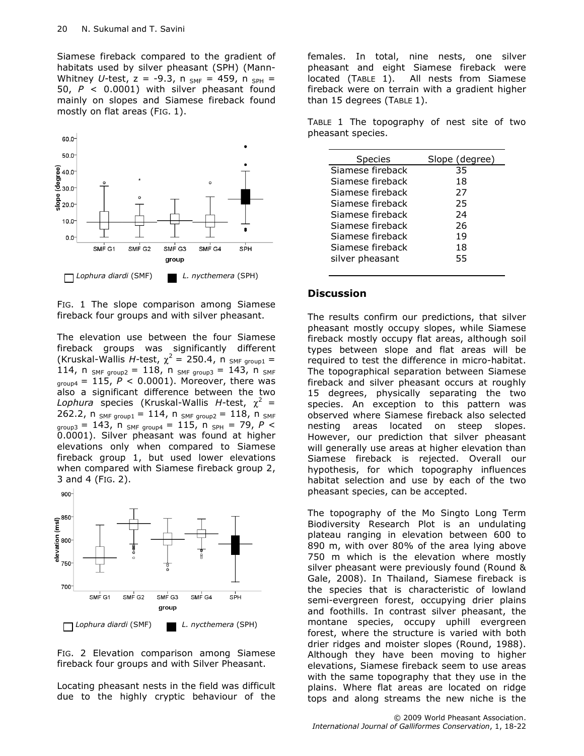Siamese fireback compared to the gradient of habitats used by silver pheasant (SPH) (Mann-Whitney *U*-test, $z = -9.3$, $n_{SMF} = 459$, $n_{SPH} = 50$, $P < 0.0001$) with silver pheasant found mainly on slopes and Siamese fireback found mostly on flat areas (FIG. 1).

FIG. 1 The slope comparison among Siamese fireback four groups and with silver pheasant.

The elevation use between the four Siamese fireback groups was significantly different (Kruskal-Wallis *H*-test, $\chi^2 = 250.4$, $n_{SMF\ group1} = 114$, $n_{SMF\ group2} = 118$, $n_{SMF\ group3} = 143$, $n_{SMF\ group4} = 115$, $P < 0.0001$). Moreover, there was also a significant difference between the two *Lophura* species (Kruskal-Wallis *H*-test, $\chi^2 = 262.2$, $n_{SMF\ group1} = 114$, $n_{SMF\ group2} = 118$, $n_{SMF\ group3} = 143$, $n_{SMF\ group4} = 115$, $n_{SPH} = 79$, $P < 0.0001$). Silver pheasant was found at higher elevations only when compared to Siamese fireback group 1, but used lower elevations when compared with Siamese fireback group 2, 3 and 4 (FIG. 2).

FIG. 2 Elevation comparison among Siamese fireback four groups and with Silver Pheasant.

Locating pheasant nests in the field was difficult due to the highly cryptic behaviour of the females. In total, nine nests, one silver pheasant and eight Siamese fireback were located (TABLE 1). All nests from Siamese fireback were on terrain with a gradient higher than 15 degrees (TABLE 1).

TABLE 1 The topography of nest site of two pheasant species.

| Species | Slope (degree) |
|---|---|
| Siamese fireback | 35 |
| Siamese fireback | 18 |
| Siamese fireback | 27 |
| Siamese fireback | 25 |
| Siamese fireback | 24 |
| Siamese fireback | 26 |
| Siamese fireback | 19 |
| Siamese fireback | 18 |
| silver pheasant | 55 |

## Discussion

The results confirm our predictions, that silver pheasant mostly occupy slopes, while Siamese fireback mostly occupy flat areas, although soil types between slope and flat areas will be required to test the difference in micro-habitat. The topographical separation between Siamese fireback and silver pheasant occurs at roughly 15 degrees, physically separating the two species. An exception to this pattern was observed where Siamese fireback also selected nesting areas located on steep slopes. However, our prediction that silver pheasant will generally use areas at higher elevation than Siamese fireback is rejected. Overall our hypothesis, for which topography influences habitat selection and use by each of the two pheasant species, can be accepted.

The topography of the Mo Singto Long Term Biodiversity Research Plot is an undulating plateau ranging in elevation between 600 to 890 m, with over 80% of the area lying above 750 m which is the elevation where mostly silver pheasant were previously found (Round & Gale, 2008). In Thailand, Siamese fireback is the species that is characteristic of lowland semi-evergreen forest, occupying drier plains and foothills. In contrast silver pheasant, the montane species, occupy uphill evergreen forest, where the structure is varied with both drier ridges and moister slopes (Round, 1988). Although they have been moving to higher elevations, Siamese fireback seem to use areas with the same topography that they use in the plains. Where flat areas are located on ridge tops and along streams the new niche is the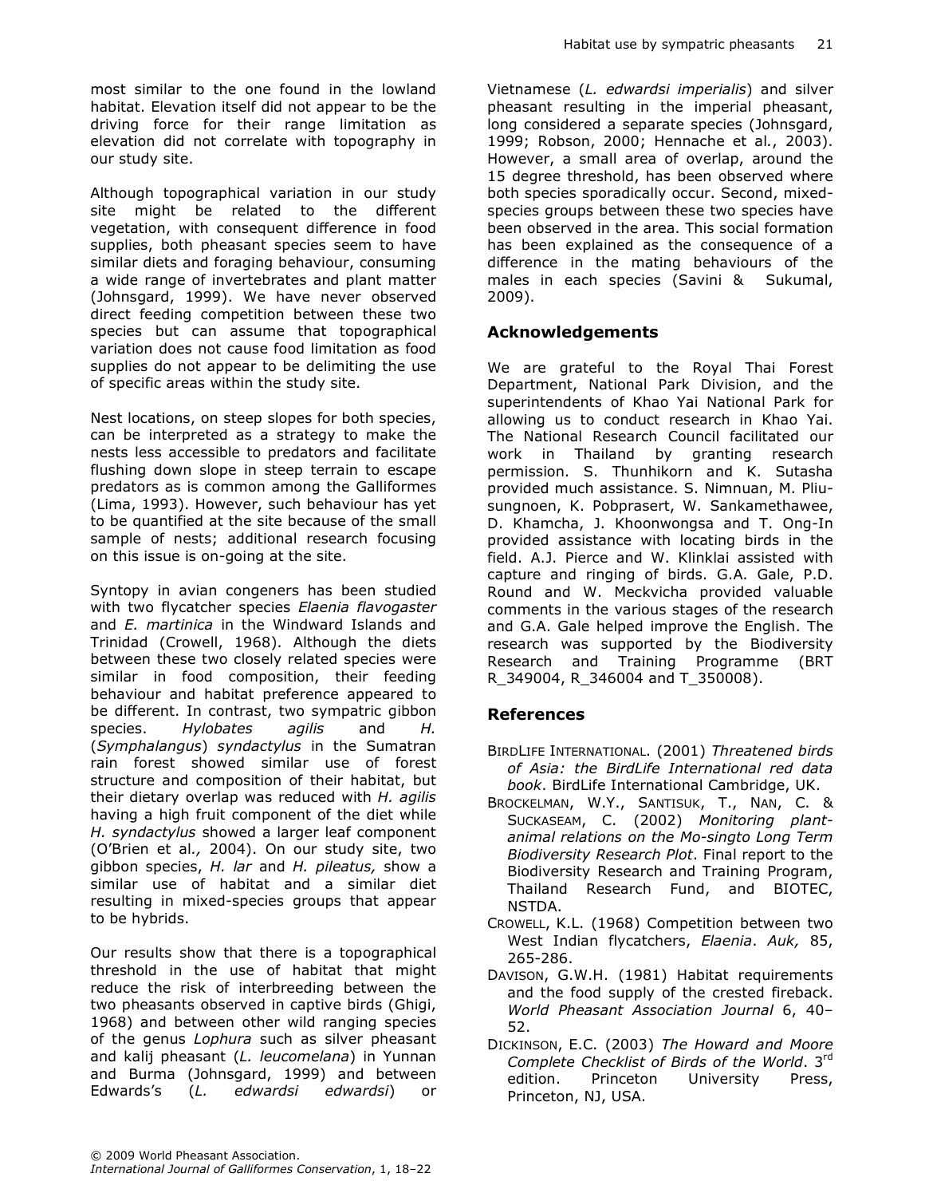most similar to the one found in the lowland habitat. Elevation itself did not appear to be the driving force for their range limitation as elevation did not correlate with topography in our study site.

Although topographical variation in our study site might be related to the different vegetation, with consequent difference in food supplies, both pheasant species seem to have similar diets and foraging behaviour, consuming a wide range of invertebrates and plant matter (Johnsgard, 1999). We have never observed direct feeding competition between these two species but can assume that topographical variation does not cause food limitation as food supplies do not appear to be delimiting the use of specific areas within the study site.

Nest locations, on steep slopes for both species, can be interpreted as a strategy to make the nests less accessible to predators and facilitate flushing down slope in steep terrain to escape predators as is common among the Galliformes (Lima, 1993). However, such behaviour has yet to be quantified at the site because of the small sample of nests; additional research focusing on this issue is on-going at the site.

Syntopy in avian congeners has been studied with two flycatcher species *Elaenia flavogaster* and *E. martinica* in the Windward Islands and Trinidad (Crowell, 1968). Although the diets between these two closely related species were similar in food composition, their feeding behaviour and habitat preference appeared to be different. In contrast, two sympatric gibbon species. *Hylobates agilis* and *H.* (*Symphalangus*) *syndactylus* in the Sumatran rain forest showed similar use of forest structure and composition of their habitat, but their dietary overlap was reduced with *H. agilis* having a high fruit component of the diet while *H. syndactylus* showed a larger leaf component (O'Brien et al*.,* 2004). On our study site, two gibbon species, *H. lar* and *H. pileatus,* show a similar use of habitat and a similar diet resulting in mixed-species groups that appear to be hybrids.

Our results show that there is a topographical threshold in the use of habitat that might reduce the risk of interbreeding between the two pheasants observed in captive birds (Ghigi, 1968) and between other wild ranging species of the genus *Lophura* such as silver pheasant and kalij pheasant (*L. leucomelana*) in Yunnan and Burma (Johnsgard, 1999) and between Edwards's (*L. edwardsi edwardsi*) or Vietnamese (*L. edwardsi imperialis*) and silver pheasant resulting in the imperial pheasant, long considered a separate species (Johnsgard, 1999; Robson, 2000; Hennache et al*.*, 2003). However, a small area of overlap, around the 15 degree threshold, has been observed where both species sporadically occur. Second, mixed-species groups between these two species have been observed in the area. This social formation has been explained as the consequence of a difference in the mating behaviours of the males in each species (Savini & Sukumal, 2009).

## Acknowledgements

We are grateful to the Royal Thai Forest Department, National Park Division, and the superintendents of Khao Yai National Park for allowing us to conduct research in Khao Yai. The National Research Council facilitated our work in Thailand by granting research permission. S. Thunhikorn and K. Sutasha provided much assistance. S. Nimnuan, M. Pliu-sungnoen, K. Pobprasert, W. Sankamethawee, D. Khamcha, J. Khoonwongsa and T. Ong-In provided assistance with locating birds in the field. A.J. Pierce and W. Klinklai assisted with capture and ringing of birds. G.A. Gale, P.D. Round and W. Meckvicha provided valuable comments in the various stages of the research and G.A. Gale helped improve the English. The research was supported by the Biodiversity Research and Training Programme (BRT R_349004, R_346004 and T_350008).

## References

BirdLife International. (2001) *Threatened birds of Asia: the BirdLife International red data book*. BirdLife International Cambridge, UK.

Brockelman, W.Y., Santisuk, T., Nan, C. & Suckaseam, C. (2002) *Monitoring plant-animal relations on the Mo-singto Long Term Biodiversity Research Plot*. Final report to the Biodiversity Research and Training Program, Thailand Research Fund, and BIOTEC, NSTDA.

Crowell, K.L. (1968) Competition between two West Indian flycatchers, *Elaenia*. *Auk,* 85, 265-286.

Davison, G.W.H. (1981) Habitat requirements and the food supply of the crested fireback. *World Pheasant Association Journal* 6, 40–52.

Dickinson, E.C. (2003) *The Howard and Moore Complete Checklist of Birds of the World*. 3rd edition. Princeton University Press, Princeton, NJ, USA.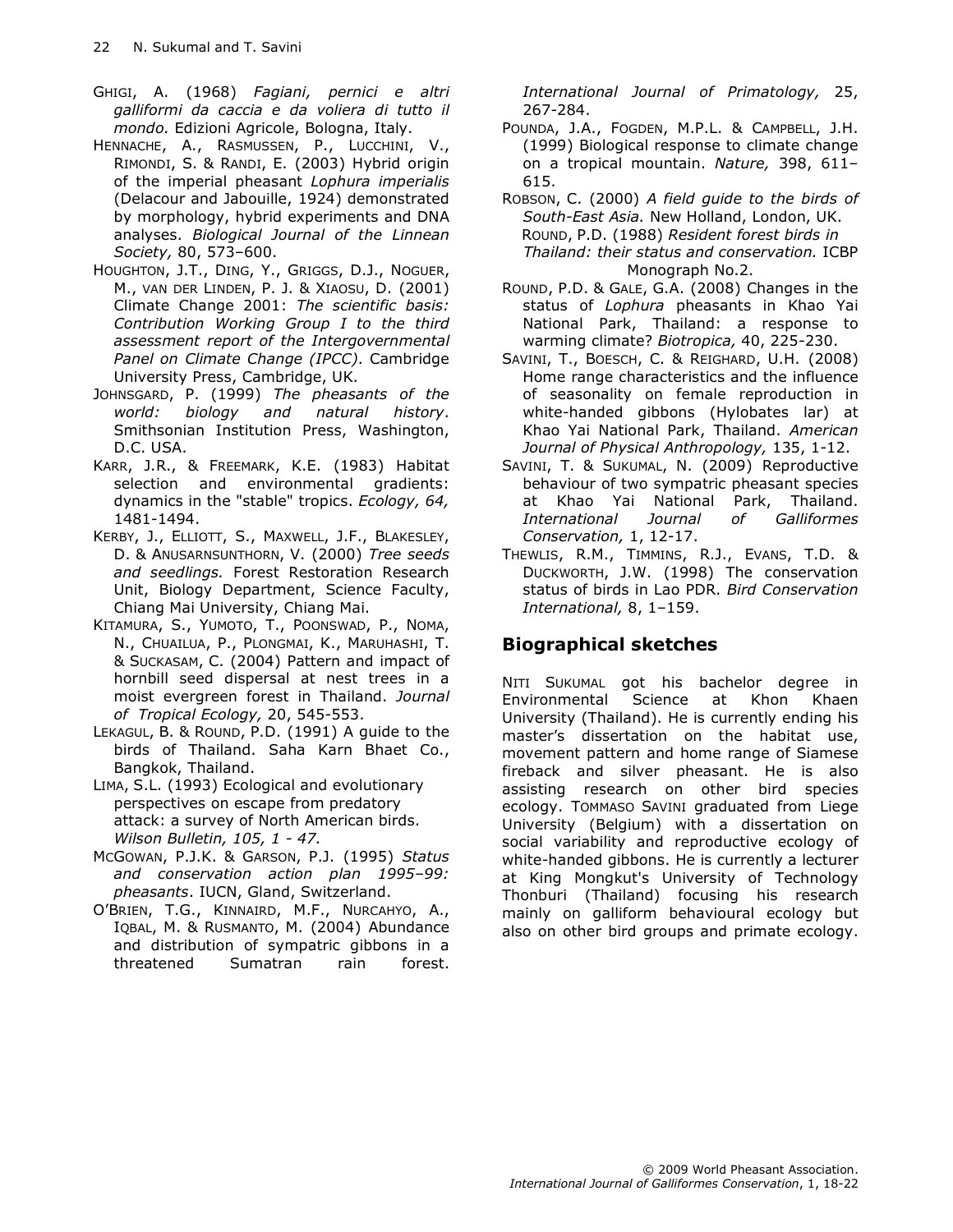GHIGI, A. (1968) *Fagiani, pernici e altri galliformi da caccia e da voliera di tutto il mondo.* Edizioni Agricole, Bologna, Italy.

HENNACHE, A., RASMUSSEN, P., LUCCHINI, V., RIMONDI, S. & RANDI, E. (2003) Hybrid origin of the imperial pheasant *Lophura imperialis* (Delacour and Jabouille, 1924) demonstrated by morphology, hybrid experiments and DNA analyses. *Biological Journal of the Linnean Society,* 80, 573–600.

HOUGHTON, J.T., DING, Y., GRIGGS, D.J., NOGUER, M., VAN DER LINDEN, P. J. & XIAOSU, D. (2001) Climate Change 2001: *The scientific basis: Contribution Working Group I to the third assessment report of the Intergovernmental Panel on Climate Change (IPCC)*. Cambridge University Press, Cambridge, UK.

JOHNSGARD, P. (1999) *The pheasants of the world: biology and natural history*. Smithsonian Institution Press, Washington, D.C. USA.

KARR, J.R., & FREEMARK, K.E. (1983) Habitat selection and environmental gradients: dynamics in the "stable" tropics. *Ecology, 64,* 1481-1494.

KERBY, J., ELLIOTT, S., MAXWELL, J.F., BLAKESLEY, D. & ANUSARNSUNTHORN, V. (2000) *Tree seeds and seedlings.* Forest Restoration Research Unit, Biology Department, Science Faculty, Chiang Mai University, Chiang Mai.

KITAMURA, S., YUMOTO, T., POONSWAD, P., NOMA, N., CHUAILUA, P., PLONGMAI, K., MARUHASHI, T. & SUCKASAM, C. (2004) Pattern and impact of hornbill seed dispersal at nest trees in a moist evergreen forest in Thailand. *Journal of Tropical Ecology,* 20, 545-553.

LEKAGUL, B. & ROUND, P.D. (1991) A guide to the birds of Thailand. Saha Karn Bhaet Co., Bangkok, Thailand.

LIMA, S.L. (1993) Ecological and evolutionary perspectives on escape from predatory attack: a survey of North American birds. *Wilson Bulletin, 105, 1 - 47.*

MCGOWAN, P.J.K. & GARSON, P.J. (1995) *Status and conservation action plan 1995–99: pheasants*. IUCN, Gland, Switzerland.

O'BRIEN, T.G., KINNAIRD, M.F., NURCAHYO, A., IQBAL, M. & RUSMANTO, M. (2004) Abundance and distribution of sympatric gibbons in a threatened Sumatran rain forest. *International Journal of Primatology,* 25, 267-284.

POUNDA, J.A., FOGDEN, M.P.L. & CAMPBELL, J.H. (1999) Biological response to climate change on a tropical mountain. *Nature,* 398, 611–615.

ROBSON, C. (2000) *A field guide to the birds of South-East Asia.* New Holland, London, UK.

ROUND, P.D. (1988) *Resident forest birds in Thailand: their status and conservation.* ICBP Monograph No.2.

ROUND, P.D. & GALE, G.A. (2008) Changes in the status of *Lophura* pheasants in Khao Yai National Park, Thailand: a response to warming climate? *Biotropica,* 40, 225-230.

SAVINI, T., BOESCH, C. & REIGHARD, U.H. (2008) Home range characteristics and the influence of seasonality on female reproduction in white-handed gibbons (Hylobates lar) at Khao Yai National Park, Thailand. *American Journal of Physical Anthropology,* 135, 1-12.

SAVINI, T. & SUKUMAL, N. (2009) Reproductive behaviour of two sympatric pheasant species at Khao Yai National Park, Thailand. *International Journal of Galliformes Conservation,* 1, 12-17.

THEWLIS, R.M., TIMMINS, R.J., EVANS, T.D. & DUCKWORTH, J.W. (1998) The conservation status of birds in Lao PDR. *Bird Conservation International,* 8, 1–159.

## Biographical sketches

NITI SUKUMAL got his bachelor degree in Environmental Science at Khon Khaen University (Thailand). He is currently ending his master's dissertation on the habitat use, movement pattern and home range of Siamese fireback and silver pheasant. He is also assisting research on other bird species ecology. TOMMASO SAVINI graduated from Liege University (Belgium) with a dissertation on social variability and reproductive ecology of white-handed gibbons. He is currently a lecturer at King Mongkut's University of Technology Thonburi (Thailand) focusing his research mainly on galliform behavioural ecology but also on other bird groups and primate ecology.